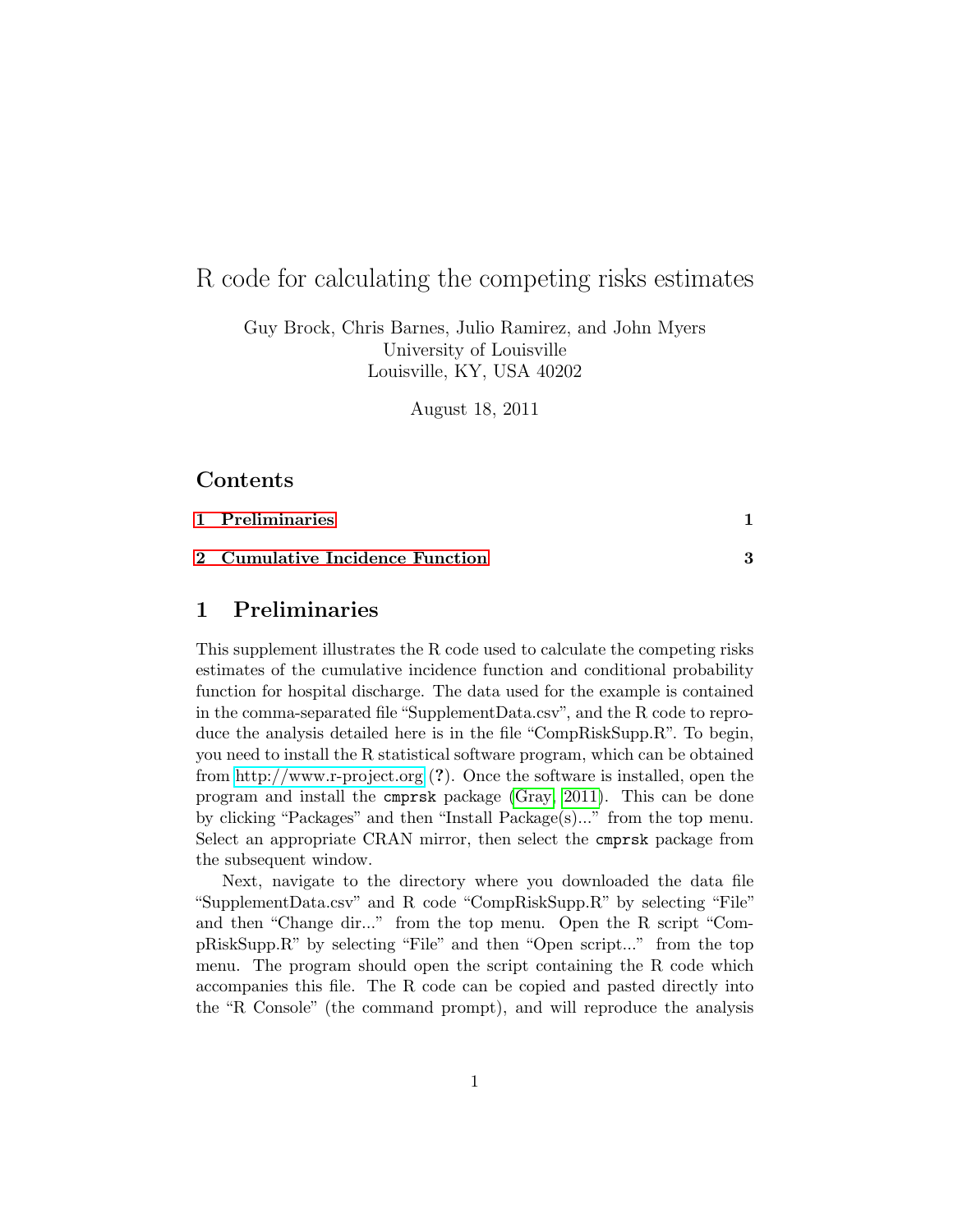# R code for calculating the competing risks estimates

Guy Brock, Chris Barnes, Julio Ramirez, and John Myers
University of Louisville
Louisville, KY, USA 40202

August 18, 2011

## Contents

1 Preliminaries 1

2 Cumulative Incidence Function 3

## 1 Preliminaries

This supplement illustrates the R code used to calculate the competing risks estimates of the cumulative incidence function and conditional probability function for hospital discharge. The data used for the example is contained in the comma-separated file "SupplementData.csv", and the R code to reproduce the analysis detailed here is in the file "CompRiskSupp.R". To begin, you need to install the R statistical software program, which can be obtained from http://www.r-project.org (?). Once the software is installed, open the program and install the `cmprsk` package (Gray, 2011). This can be done by clicking "Packages" and then "Install Package(s)..." from the top menu. Select an appropriate CRAN mirror, then select the `cmprsk` package from the subsequent window.

Next, navigate to the directory where you downloaded the data file "SupplementData.csv" and R code "CompRiskSupp.R" by selecting "File" and then "Change dir..." from the top menu. Open the R script "CompRiskSupp.R" by selecting "File" and then "Open script..." from the top menu. The program should open the script containing the R code which accompanies this file. The R code can be copied and pasted directly into the "R Console" (the command prompt), and will reproduce the analysis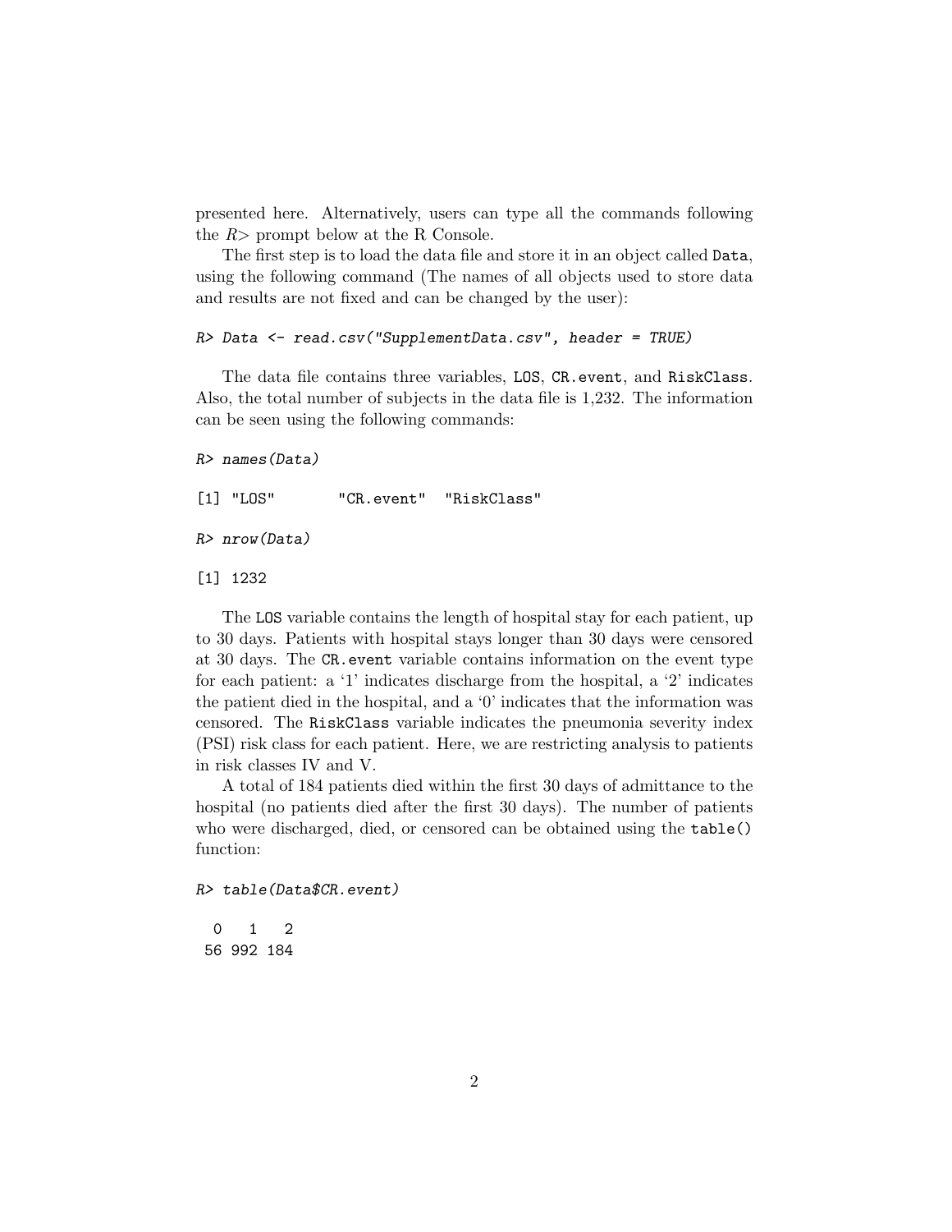presented here. Alternatively, users can type all the commands following the *R>* prompt below at the R Console.

The first step is to load the data file and store it in an object called `Data`, using the following command (The names of all objects used to store data and results are not fixed and can be changed by the user):

```
R> Data <- read.csv("SupplementData.csv", header = TRUE)
```

The data file contains three variables, `LOS`, `CR.event`, and `RiskClass`. Also, the total number of subjects in the data file is 1,232. The information can be seen using the following commands:

```
R> names(Data)

[1] "LOS"       "CR.event"  "RiskClass"

R> nrow(Data)

[1] 1232
```

The `LOS` variable contains the length of hospital stay for each patient, up to 30 days. Patients with hospital stays longer than 30 days were censored at 30 days. The `CR.event` variable contains information on the event type for each patient: a '1' indicates discharge from the hospital, a '2' indicates the patient died in the hospital, and a '0' indicates that the information was censored. The `RiskClass` variable indicates the pneumonia severity index (PSI) risk class for each patient. Here, we are restricting analysis to patients in risk classes IV and V.

A total of 184 patients died within the first 30 days of admittance to the hospital (no patients died after the first 30 days). The number of patients who were discharged, died, or censored can be obtained using the `table()` function:

```
R> table(Data$CR.event)

  0   1   2
 56 992 184
```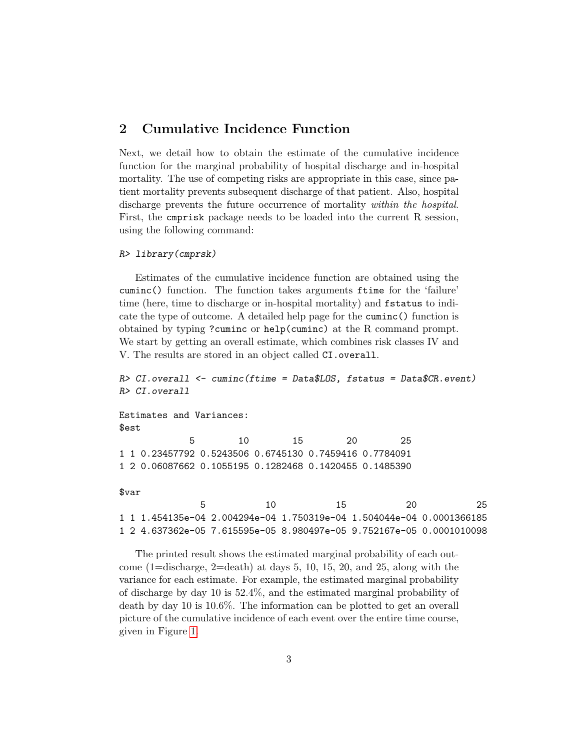## 2 Cumulative Incidence Function

Next, we detail how to obtain the estimate of the cumulative incidence function for the marginal probability of hospital discharge and in-hospital mortality. The use of competing risks are appropriate in this case, since patient mortality prevents subsequent discharge of that patient. Also, hospital discharge prevents the future occurrence of mortality *within the hospital*. First, the `cmprisk` package needs to be loaded into the current R session, using the following command:

```
R> library(cmprsk)
```

Estimates of the cumulative incidence function are obtained using the `cuminc()` function. The function takes arguments `ftime` for the 'failure' time (here, time to discharge or in-hospital mortality) and `fstatus` to indicate the type of outcome. A detailed help page for the `cuminc()` function is obtained by typing `?cuminc` or `help(cuminc)` at the R command prompt. We start by getting an overall estimate, which combines risk classes IV and V. The results are stored in an object called `CI.overall`.

```
R> CI.overall <- cuminc(ftime = Data$LOS, fstatus = Data$CR.event)
R> CI.overall

Estimates and Variances:
$est
             5        10        15        20        25
1 1 0.23457792 0.5243506 0.6745130 0.7459416 0.7784091
1 2 0.06087662 0.1055195 0.1282468 0.1420455 0.1485390

$var
               5           10           15           20           25
1 1 1.454135e-04 2.004294e-04 1.750319e-04 1.504044e-04 0.0001366185
1 2 4.637362e-05 7.615595e-05 8.980497e-05 9.752167e-05 0.0001010098
```

The printed result shows the estimated marginal probability of each outcome (1=discharge, 2=death) at days 5, 10, 15, 20, and 25, along with the variance for each estimate. For example, the estimated marginal probability of discharge by day 10 is 52.4%, and the estimated marginal probability of death by day 10 is 10.6%. The information can be plotted to get an overall picture of the cumulative incidence of each event over the entire time course, given in Figure 1.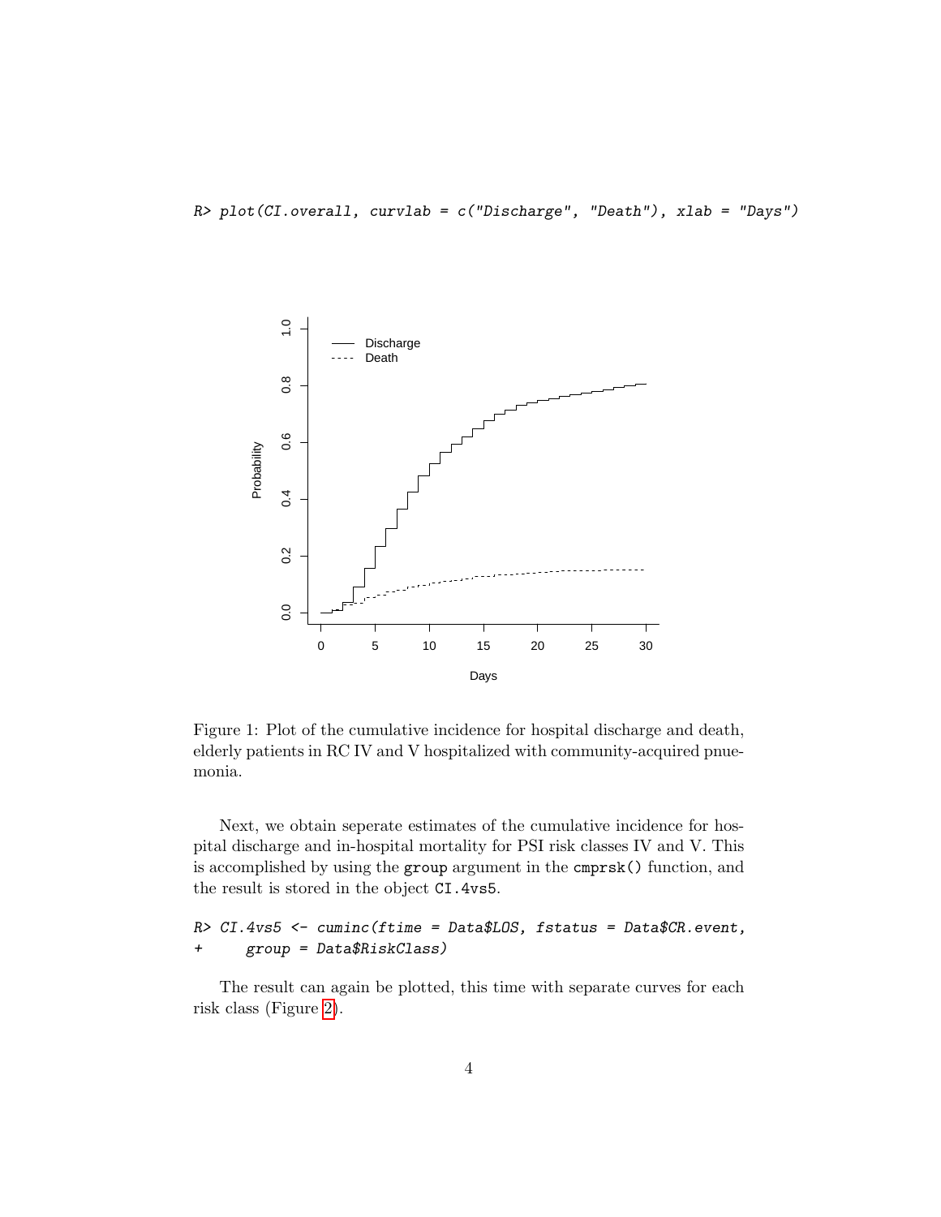```
R> plot(CI.overall, curvlab = c("Discharge", "Death"), xlab = "Days")
```

Figure 1: Plot of the cumulative incidence for hospital discharge and death, elderly patients in RC IV and V hospitalized with community-acquired pnuemonia.

Next, we obtain seperate estimates of the cumulative incidence for hospital discharge and in-hospital mortality for PSI risk classes IV and V. This is accomplished by using the `group` argument in the `cmprsk()` function, and the result is stored in the object `CI.4vs5`.

```
R> CI.4vs5 <- cuminc(ftime = Data$LOS, fstatus = Data$CR.event,
+     group = Data$RiskClass)
```

The result can again be plotted, this time with separate curves for each risk class (Figure 2).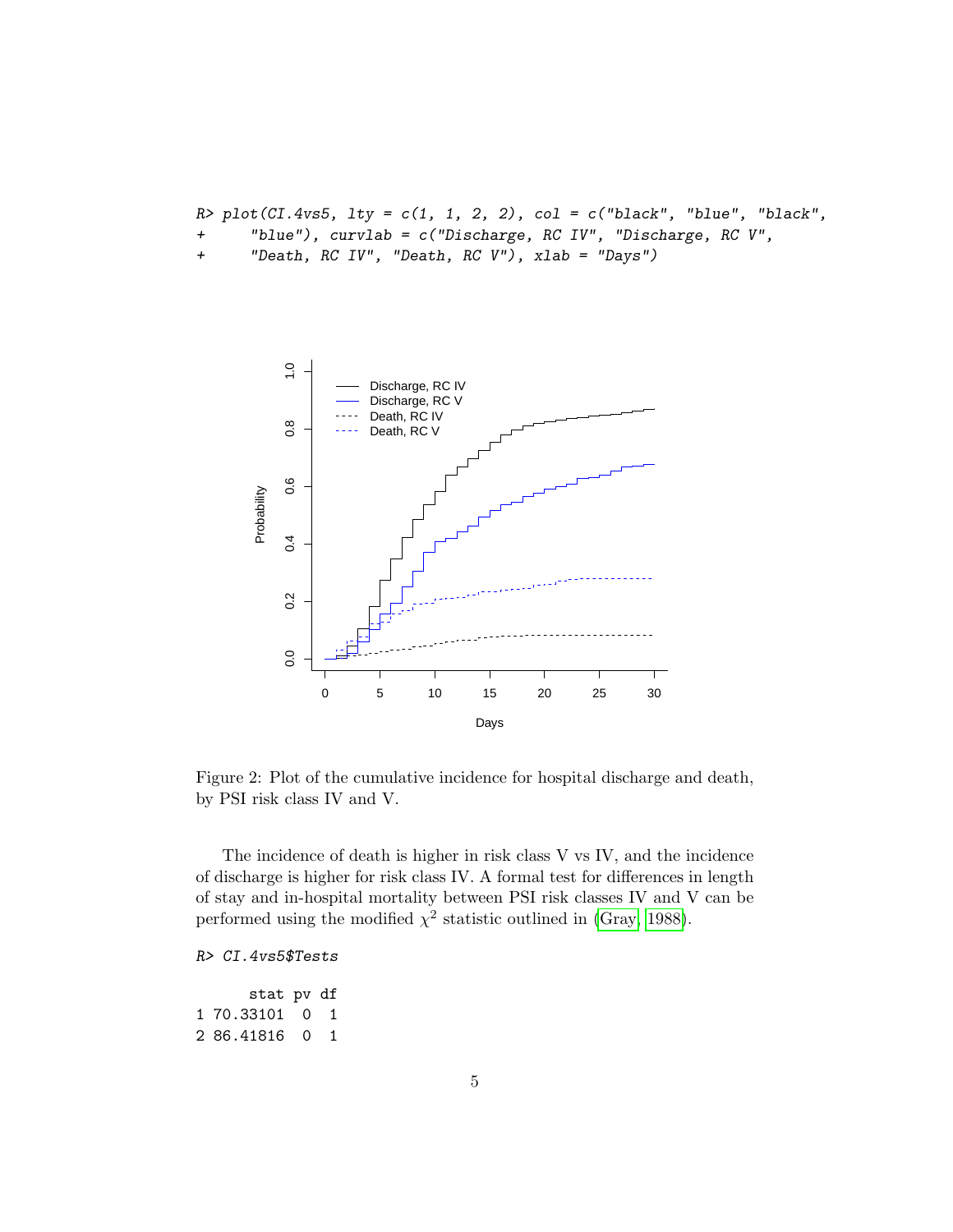```
R> plot(CI.4vs5, lty = c(1, 1, 2, 2), col = c("black", "blue", "black",
+     "blue"), curvlab = c("Discharge, RC IV", "Discharge, RC V",
+     "Death, RC IV", "Death, RC V"), xlab = "Days")
```

Figure 2: Plot of the cumulative incidence for hospital discharge and death, by PSI risk class IV and V.

The incidence of death is higher in risk class V vs IV, and the incidence of discharge is higher for risk class IV. A formal test for differences in length of stay and in-hospital mortality between PSI risk classes IV and V can be performed using the modified $\chi^2$ statistic outlined in (Gray, 1988).

```
R> CI.4vs5$Tests
```

```
      stat pv df
1 70.33101  0  1
2 86.41816  0  1
```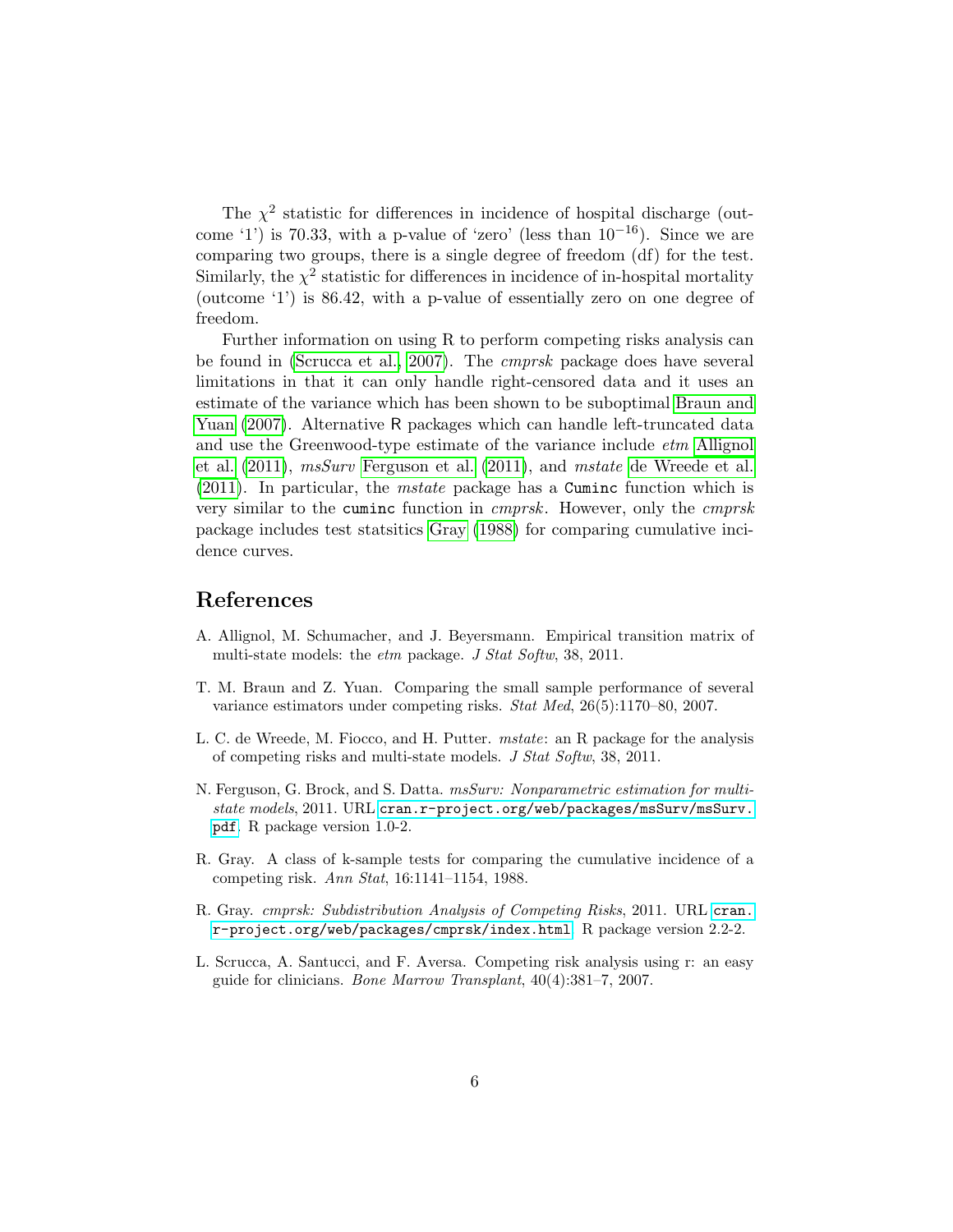The $\chi^2$ statistic for differences in incidence of hospital discharge (outcome '1') is 70.33, with a p-value of 'zero' (less than $10^{-16}$). Since we are comparing two groups, there is a single degree of freedom (df) for the test. Similarly, the $\chi^2$ statistic for differences in incidence of in-hospital mortality (outcome '1') is 86.42, with a p-value of essentially zero on one degree of freedom.

Further information on using R to perform competing risks analysis can be found in (Scrucca et al., 2007). The *cmprsk* package does have several limitations in that it can only handle right-censored data and it uses an estimate of the variance which has been shown to be suboptimal Braun and Yuan (2007). Alternative R packages which can handle left-truncated data and use the Greenwood-type estimate of the variance include *etm* Allignol et al. (2011), *msSurv* Ferguson et al. (2011), and *mstate* de Wreede et al. (2011). In particular, the *mstate* package has a `Cuminc` function which is very similar to the `cuminc` function in *cmprsk*. However, only the *cmprsk* package includes test statsitics Gray (1988) for comparing cumulative incidence curves.

# References

A. Allignol, M. Schumacher, and J. Beyersmann. Empirical transition matrix of multi-state models: the *etm* package. *J Stat Softw*, 38, 2011.

T. M. Braun and Z. Yuan. Comparing the small sample performance of several variance estimators under competing risks. *Stat Med*, 26(5):1170–80, 2007.

L. C. de Wreede, M. Fiocco, and H. Putter. *mstate*: an R package for the analysis of competing risks and multi-state models. *J Stat Softw*, 38, 2011.

N. Ferguson, G. Brock, and S. Datta. *msSurv: Nonparametric estimation for multi-state models*, 2011. URL `cran.r-project.org/web/packages/msSurv/msSurv.pdf`. R package version 1.0-2.

R. Gray. A class of k-sample tests for comparing the cumulative incidence of a competing risk. *Ann Stat*, 16:1141–1154, 1988.

R. Gray. *cmprsk: Subdistribution Analysis of Competing Risks*, 2011. URL `cran.r-project.org/web/packages/cmprsk/index.html`. R package version 2.2-2.

L. Scrucca, A. Santucci, and F. Aversa. Competing risk analysis using r: an easy guide for clinicians. *Bone Marrow Transplant*, 40(4):381–7, 2007.